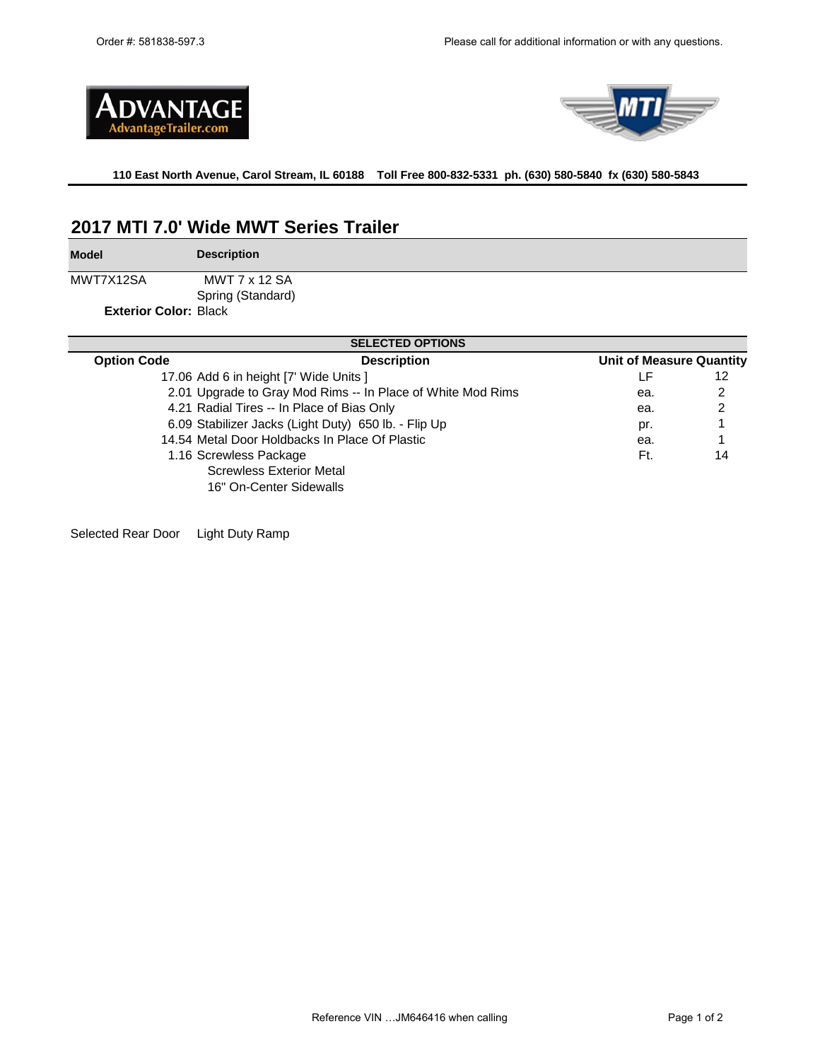Order #: 581838-597.3

Please call for additional information or with any questions.

ADVANTAGE
AdvantageTrailer.com

MTI

**110 East North Avenue, Carol Stream, IL 60188 Toll Free 800-832-5331 ph. (630) 580-5840 fx (630) 580-5843**

## 2017 MTI 7.0' Wide MWT Series Trailer

| Model | Description |
|---|---|
| MWT7X12SA | MWT 7 x 12 SA<br>Spring (Standard) |
| **Exterior Color:** | Black |

| SELECTED OPTIONS | | | |
|---|---|---|---|
| **Option Code** | **Description** | **Unit of Measure** | **Quantity** |
| 17.06 | Add 6 in height [7' Wide Units ] | LF | 12 |
| 2.01 | Upgrade to Gray Mod Rims -- In Place of White Mod Rims | ea. | 2 |
| 4.21 | Radial Tires -- In Place of Bias Only | ea. | 2 |
| 6.09 | Stabilizer Jacks (Light Duty) 650 lb. - Flip Up | pr. | 1 |
| 14.54 | Metal Door Holdbacks In Place Of Plastic | ea. | 1 |
| 1.16 | Screwless Package<br>Screwless Exterior Metal<br>16" On-Center Sidewalls | Ft. | 14 |

Selected Rear Door Light Duty Ramp

Reference VIN …JM646416 when calling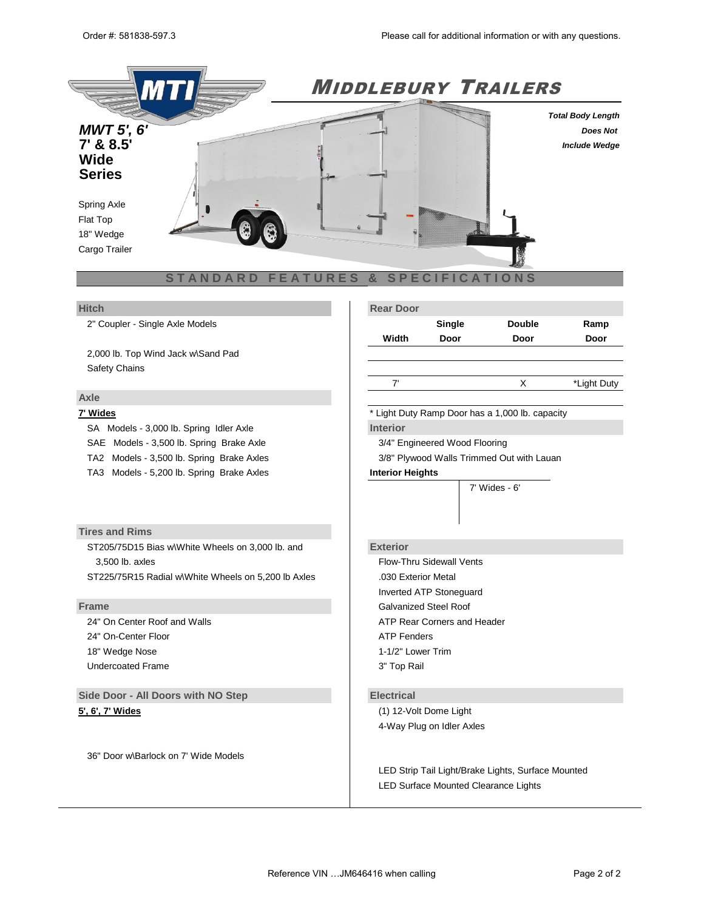Order #: 581838-597.3

Please call for additional information or with any questions.

# MIDDLEBURY TRAILERS

***MWT 5', 6'***
**7' & 8.5'**
**Wide**
**Series**

Spring Axle
Flat Top
18" Wedge
Cargo Trailer

***Total Body Length Does Not Include Wedge***

## STANDARD FEATURES & SPECIFICATIONS

### Hitch

2" Coupler - Single Axle Models

2,000 lb. Top Wind Jack w\Sand Pad
Safety Chains

### Axle

**7' Wides**

SA Models - 3,000 lb. Spring Idler Axle
SAE Models - 3,500 lb. Spring Brake Axle
TA2 Models - 3,500 lb. Spring Brake Axles
TA3 Models - 5,200 lb. Spring Brake Axles

### Tires and Rims

ST205/75D15 Bias w\White Wheels on 3,000 lb. and 3,500 lb. axles
ST225/75R15 Radial w\White Wheels on 5,200 lb Axles

### Frame

24" On Center Roof and Walls
24" On-Center Floor
18" Wedge Nose
Undercoated Frame

### Side Door - All Doors with NO Step

**5', 6', 7' Wides**

36" Door w\Barlock on 7' Wide Models

### Rear Door

| Width | Single Door | Double Door | Ramp Door |
|---|---|---|---|
| | | | |
| 7' | | X | *Light Duty |

* Light Duty Ramp Door has a 1,000 lb. capacity

### Interior

3/4" Engineered Wood Flooring
3/8" Plywood Walls Trimmed Out with Lauan

**Interior Heights**

7' Wides - 6'

### Exterior

Flow-Thru Sidewall Vents
.030 Exterior Metal
Inverted ATP Stoneguard
Galvanized Steel Roof
ATP Rear Corners and Header
ATP Fenders
1-1/2" Lower Trim
3" Top Rail

### Electrical

(1) 12-Volt Dome Light
4-Way Plug on Idler Axles

LED Strip Tail Light/Brake Lights, Surface Mounted
LED Surface Mounted Clearance Lights

Reference VIN …JM646416 when calling